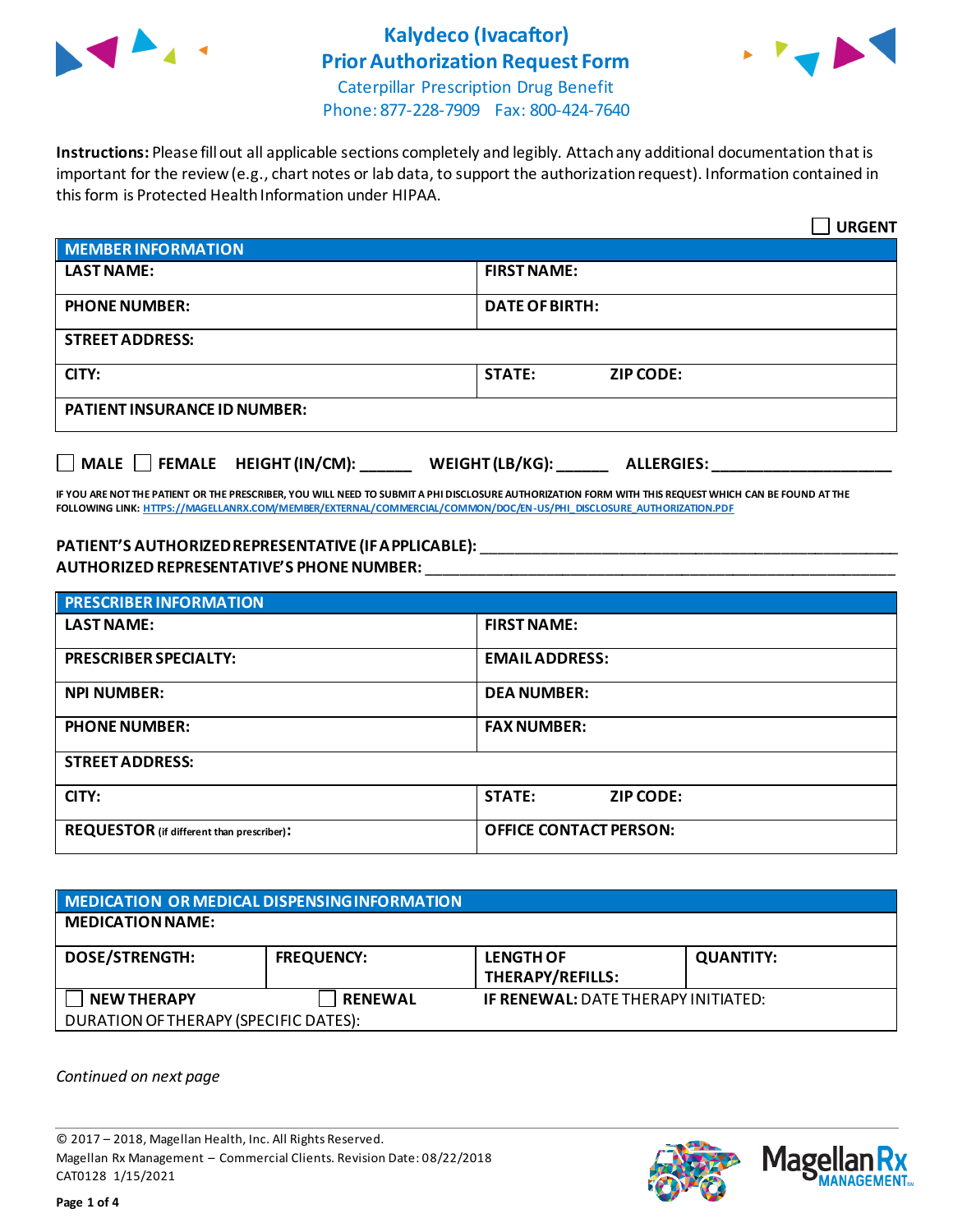# Kalydeco (Ivacaftor) Prior Authorization Request Form

Caterpillar Prescription Drug Benefit
Phone: 877-228-7909   Fax: 800-424-7640

**Instructions:** Please fill out all applicable sections completely and legibly. Attach any additional documentation that is important for the review (e.g., chart notes or lab data, to support the authorization request). Information contained in this form is Protected Health Information under HIPAA.

☐ **URGENT**

| **MEMBER INFORMATION** | | |
|---|---|---|
| **LAST NAME:** | **FIRST NAME:** | |
| **PHONE NUMBER:** | **DATE OF BIRTH:** | |
| **STREET ADDRESS:** | | |
| **CITY:** | **STATE:** | **ZIP CODE:** |
| **PATIENT INSURANCE ID NUMBER:** | | |

☐ **MALE** ☐ **FEMALE** **HEIGHT (IN/CM):** ______ **WEIGHT (LB/KG):** ______ **ALLERGIES:** ____________________

**IF YOU ARE NOT THE PATIENT OR THE PRESCRIBER, YOU WILL NEED TO SUBMIT A PHI DISCLOSURE AUTHORIZATION FORM WITH THIS REQUEST WHICH CAN BE FOUND AT THE FOLLOWING LINK:** HTTPS://MAGELLANRX.COM/MEMBER/EXTERNAL/COMMERCIAL/COMMON/DOC/EN-US/PHI_DISCLOSURE_AUTHORIZATION.PDF

**PATIENT'S AUTHORIZED REPRESENTATIVE (IF APPLICABLE):** ____________________________________________
**AUTHORIZED REPRESENTATIVE'S PHONE NUMBER:** ____________________________________________

| **PRESCRIBER INFORMATION** | | |
|---|---|---|
| **LAST NAME:** | **FIRST NAME:** | |
| **PRESCRIBER SPECIALTY:** | **EMAIL ADDRESS:** | |
| **NPI NUMBER:** | **DEA NUMBER:** | |
| **PHONE NUMBER:** | **FAX NUMBER:** | |
| **STREET ADDRESS:** | | |
| **CITY:** | **STATE:** | **ZIP CODE:** |
| **REQUESTOR** (if different than prescriber)**:** | **OFFICE CONTACT PERSON:** | |

| **MEDICATION OR MEDICAL DISPENSING INFORMATION** | | | |
|---|---|---|---|
| **MEDICATION NAME:** | | | |
| **DOSE/STRENGTH:** | **FREQUENCY:** | **LENGTH OF THERAPY/REFILLS:** | **QUANTITY:** |
| ☐ **NEW THERAPY** | ☐ **RENEWAL** | **IF RENEWAL:** DATE THERAPY INITIATED: | |
| DURATION OF THERAPY (SPECIFIC DATES): | | | |

*Continued on next page*

© 2017 – 2018, Magellan Health, Inc. All Rights Reserved.
Magellan Rx Management – Commercial Clients. Revision Date: 08/22/2018
CAT0128 1/15/2021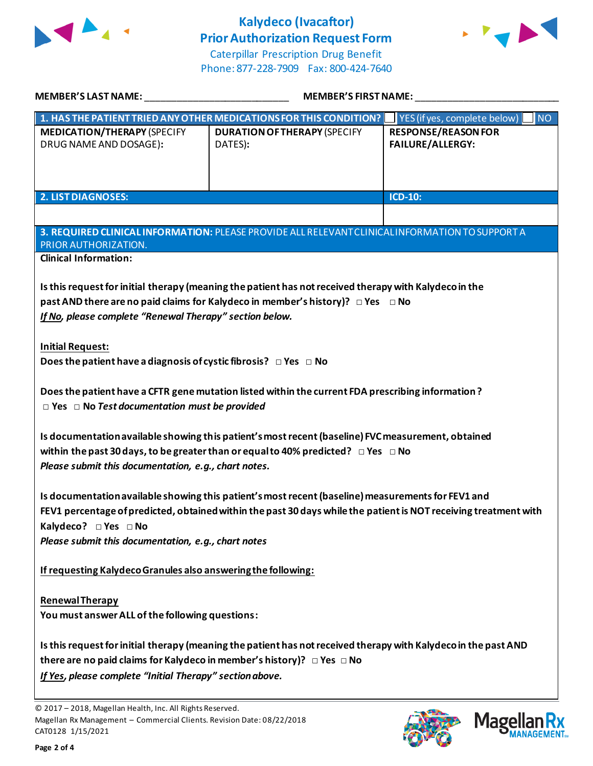# Kalydeco (Ivacaftor)
## Prior Authorization Request Form

Caterpillar Prescription Drug Benefit
Phone: 877-228-7909 Fax: 800-424-7640

**MEMBER'S LAST NAME:** ___________________________ **MEMBER'S FIRST NAME:** ___________________________

| **1. HAS THE PATIENT TRIED ANY OTHER MEDICATIONS FOR THIS CONDITION?** | ☐ YES (if yes, complete below) | ☐ NO |
|---|---|---|
| **MEDICATION/THERAPY** (SPECIFY DRUG NAME AND DOSAGE): | **DURATION OF THERAPY** (SPECIFY DATES): | **RESPONSE/REASON FOR FAILURE/ALLERGY:** |
| | | |

| **2. LIST DIAGNOSES:** | **ICD-10:** |
|---|---|
| | |

**3. REQUIRED CLINICAL INFORMATION:** PLEASE PROVIDE ALL RELEVANT CLINICAL INFORMATION TO SUPPORT A PRIOR AUTHORIZATION.

**Clinical Information:**

**Is this request for initial therapy (meaning the patient has not received therapy with Kalydeco in the past AND there are no paid claims for Kalydeco in member's history)?** □ Yes □ No
***If No, please complete "Renewal Therapy" section below.***

**Initial Request:**
**Does the patient have a diagnosis of cystic fibrosis?** □ Yes □ No

**Does the patient have a CFTR gene mutation listed within the current FDA prescribing information?**
□ Yes □ No ***Test documentation must be provided***

**Is documentation available showing this patient's most recent (baseline) FVC measurement, obtained within the past 30 days, to be greater than or equal to 40% predicted?** □ Yes □ No
***Please submit this documentation, e.g., chart notes.***

**Is documentation available showing this patient's most recent (baseline) measurements for FEV1 and FEV1 percentage of predicted, obtained within the past 30 days while the patient is NOT receiving treatment with Kalydeco?** □ Yes □ No
***Please submit this documentation, e.g., chart notes***

**If requesting Kalydeco Granules also answering the following:**

**Renewal Therapy**
**You must answer ALL of the following questions:**

**Is this request for initial therapy (meaning the patient has not received therapy with Kalydeco in the past AND there are no paid claims for Kalydeco in member's history)?** □ Yes □ No
***If Yes, please complete "Initial Therapy" section above.***

© 2017 – 2018, Magellan Health, Inc. All Rights Reserved.
Magellan Rx Management – Commercial Clients. Revision Date: 08/22/2018
CAT0128 1/15/2021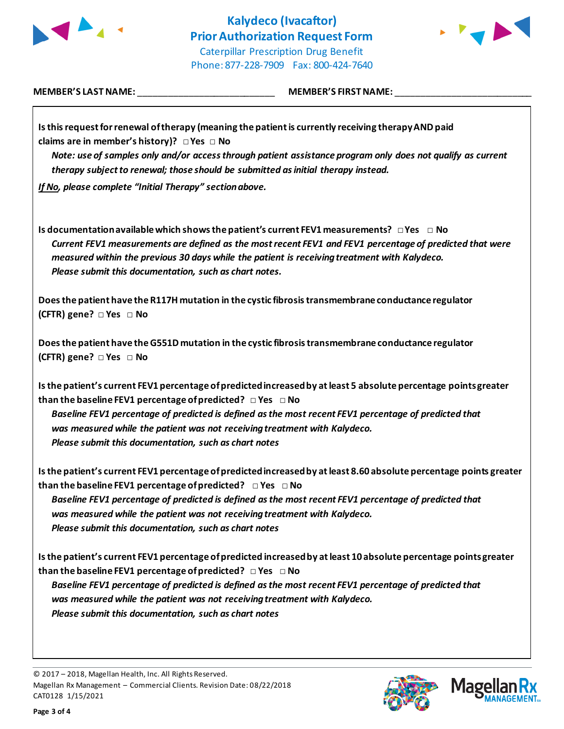# Kalydeco (Ivacaftor)
# Prior Authorization Request Form

Caterpillar Prescription Drug Benefit
Phone: 877-228-7909 Fax: 800-424-7640

**MEMBER'S LAST NAME:** ___________________________ **MEMBER'S FIRST NAME:** ___________________________

**Is this request for renewal of therapy (meaning the patient is currently receiving therapy AND paid claims are in member's history)?** □ Yes □ No

*Note: use of samples only and/or access through patient assistance program only does not qualify as current therapy subject to renewal; those should be submitted as initial therapy instead.*

***If No*, please complete "Initial Therapy" section above.**

**Is documentation available which shows the patient's current FEV1 measurements?** □ Yes □ No

*Current FEV1 measurements are defined as the most recent FEV1 and FEV1 percentage of predicted that were measured within the previous 30 days while the patient is receiving treatment with Kalydeco.*
*Please submit this documentation, such as chart notes.*

**Does the patient have the R117H mutation in the cystic fibrosis transmembrane conductance regulator (CFTR) gene?** □ Yes □ No

**Does the patient have the G551D mutation in the cystic fibrosis transmembrane conductance regulator (CFTR) gene?** □ Yes □ No

**Is the patient's current FEV1 percentage of predicted increased by at least 5 absolute percentage points greater than the baseline FEV1 percentage of predicted?** □ Yes □ No

*Baseline FEV1 percentage of predicted is defined as the most recent FEV1 percentage of predicted that was measured while the patient was not receiving treatment with Kalydeco.*
*Please submit this documentation, such as chart notes*

**Is the patient's current FEV1 percentage of predicted increased by at least 8.60 absolute percentage points greater than the baseline FEV1 percentage of predicted?** □ Yes □ No

*Baseline FEV1 percentage of predicted is defined as the most recent FEV1 percentage of predicted that was measured while the patient was not receiving treatment with Kalydeco.*
*Please submit this documentation, such as chart notes*

**Is the patient's current FEV1 percentage of predicted increased by at least 10 absolute percentage points greater than the baseline FEV1 percentage of predicted?** □ Yes □ No

*Baseline FEV1 percentage of predicted is defined as the most recent FEV1 percentage of predicted that was measured while the patient was not receiving treatment with Kalydeco.*
*Please submit this documentation, such as chart notes*

© 2017 – 2018, Magellan Health, Inc. All Rights Reserved.
Magellan Rx Management – Commercial Clients. Revision Date: 08/22/2018
CAT0128 1/15/2021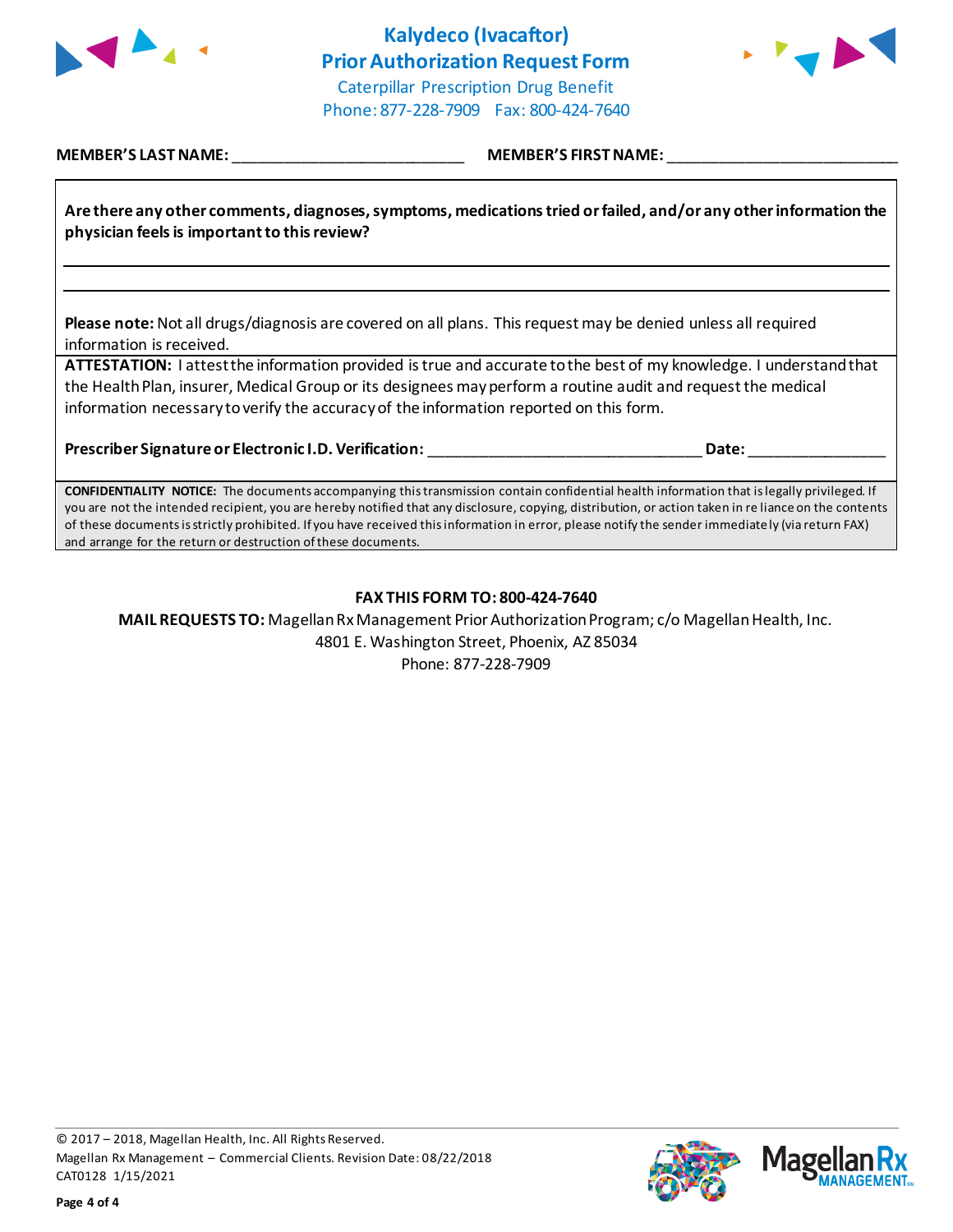# Kalydeco (Ivacaftor)
## Prior Authorization Request Form

Caterpillar Prescription Drug Benefit
Phone: 877-228-7909 Fax: 800-424-7640

**MEMBER'S LAST NAME:** ___________________________ **MEMBER'S FIRST NAME:** ___________________________

**Are there any other comments, diagnoses, symptoms, medications tried or failed, and/or any other information the physician feels is important to this review?**

_____________________________________________________________________________

_____________________________________________________________________________

**Please note:** Not all drugs/diagnosis are covered on all plans. This request may be denied unless all required information is received.

**ATTESTATION:** I attest the information provided is true and accurate to the best of my knowledge. I understand that the Health Plan, insurer, Medical Group or its designees may perform a routine audit and request the medical information necessary to verify the accuracy of the information reported on this form.

**Prescriber Signature or Electronic I.D. Verification:** ________________________________ **Date:** ________________

**CONFIDENTIALITY NOTICE:** The documents accompanying this transmission contain confidential health information that is legally privileged. If you are not the intended recipient, you are hereby notified that any disclosure, copying, distribution, or action taken in reliance on the contents of these documents is strictly prohibited. If you have received this information in error, please notify the sender immediately (via return FAX) and arrange for the return or destruction of these documents.

**FAX THIS FORM TO: 800-424-7640**

**MAIL REQUESTS TO:** Magellan Rx Management Prior Authorization Program; c/o Magellan Health, Inc.
4801 E. Washington Street, Phoenix, AZ 85034
Phone: 877-228-7909

© 2017 – 2018, Magellan Health, Inc. All Rights Reserved.
Magellan Rx Management – Commercial Clients. Revision Date: 08/22/2018
CAT0128 1/15/2021